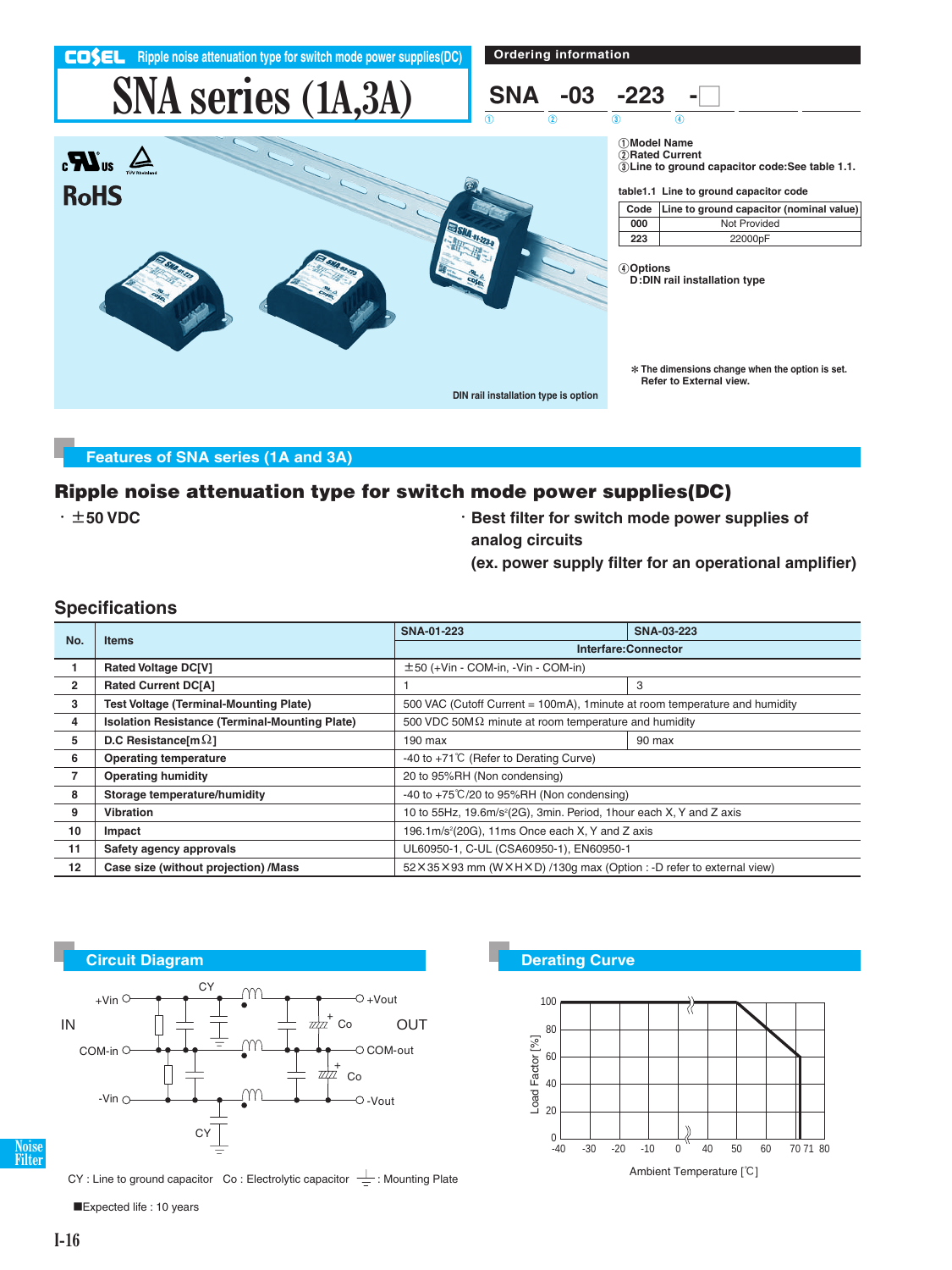COSEL Ripple noise attenuation type for switch mode power supplies(DC)

# SNA series (1A,3A)

## Ordering information

SNA -03 -223 -□

① ② ③ ④

①Model Name
②Rated Current
③Line to ground capacitor code:See table 1.1.

table1.1 Line to ground capacitor code

| Code | Line to ground capacitor (nominal value) |
|---|---|
| 000 | Not Provided |
| 223 | 22000pF |

④Options
D:DIN rail installation type

＊The dimensions change when the option is set. Refer to External view.

DIN rail installation type is option

RoHS

## Features of SNA series (1A and 3A)

### Ripple noise attenuation type for switch mode power supplies(DC)

- ±50 VDC
- Best filter for switch mode power supplies of analog circuits (ex. power supply filter for an operational amplifier)

## Specifications

| No. | Items | SNA-01-223 | SNA-03-223 |
|---|---|---|---|
| | | Interfare:Connector | |
| 1 | Rated Voltage DC[V] | ±50 (+Vin - COM-in, -Vin - COM-in) | |
| 2 | Rated Current DC[A] | 1 | 3 |
| 3 | Test Voltage (Terminal-Mounting Plate) | 500 VAC (Cutoff Current = 100mA), 1minute at room temperature and humidity | |
| 4 | Isolation Resistance (Terminal-Mounting Plate) | 500 VDC 50MΩ minute at room temperature and humidity | |
| 5 | D.C Resistance[mΩ] | 190 max | 90 max |
| 6 | Operating temperature | -40 to +71℃ (Refer to Derating Curve) | |
| 7 | Operating humidity | 20 to 95%RH (Non condensing) | |
| 8 | Storage temperature/humidity | -40 to +75℃/20 to 95%RH (Non condensing) | |
| 9 | Vibration | 10 to 55Hz, 19.6m/s²(2G), 3min. Period, 1hour each X, Y and Z axis | |
| 10 | Impact | 196.1m/s²(20G), 11ms Once each X, Y and Z axis | |
| 11 | Safety agency approvals | UL60950-1, C-UL (CSA60950-1), EN60950-1 | |
| 12 | Case size (without projection) /Mass | 52×35×93 mm (W×H×D) /130g max (Option : -D refer to external view) | |

## Circuit Diagram

CY : Line to ground capacitor Co : Electrolytic capacitor ⏚ : Mounting Plate

■Expected life : 10 years

## Derating Curve

Load Factor [%] vs Ambient Temperature [℃]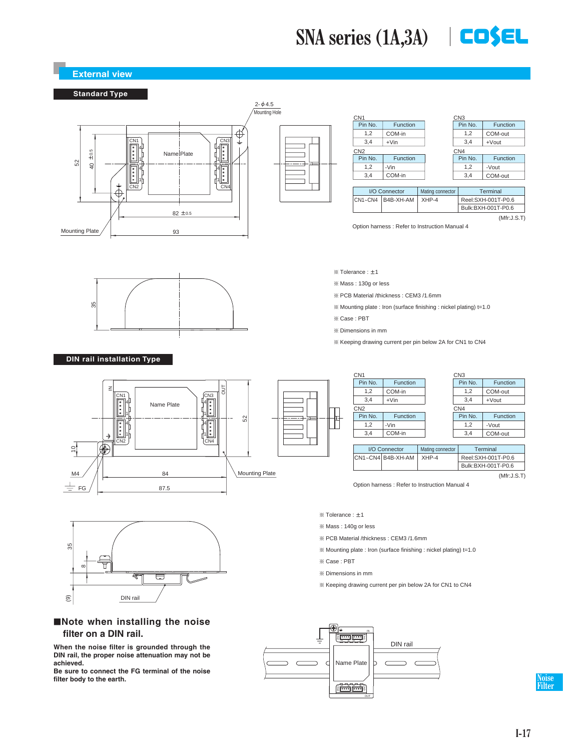## External view

### Standard Type

2-ϕ4.5 Mounting Hole

Mounting Plate

CN1

| Pin No. | Function |
|---|---|
| 1,2 | COM-in |
| 3,4 | +Vin |

CN2

| Pin No. | Function |
|---|---|
| 1,2 | -Vin |
| 3,4 | COM-in |

CN3

| Pin No. | Function |
|---|---|
| 1,2 | COM-out |
| 3,4 | +Vout |

CN4

| Pin No. | Function |
|---|---|
| 1,2 | -Vout |
| 3,4 | COM-out |

| I/O Connector | | Mating connector | Terminal |
|---|---|---|---|
| CN1~CN4 | B4B-XH-AM | XHP-4 | Reel:SXH-001T-P0.6 |
| | | | Bulk:BXH-001T-P0.6 |

(Mfr:J.S.T)

Option harness : Refer to Instruction Manual 4

※ Tolerance : ±1

※ Mass : 130g or less

※ PCB Material /thickness : CEM3 /1.6mm

※ Mounting plate : Iron (surface finishing : nickel plating) t=1.0

※ Case : PBT

※ Dimensions in mm

※ Keeping drawing current per pin below 2A for CN1 to CN4

### DIN rail installation Type

CN1

| Pin No. | Function |
|---|---|
| 1,2 | COM-in |
| 3,4 | +Vin |

CN2

| Pin No. | Function |
|---|---|
| 1,2 | -Vin |
| 3,4 | COM-in |

CN3

| Pin No. | Function |
|---|---|
| 1,2 | COM-out |
| 3,4 | +Vout |

CN4

| Pin No. | Function |
|---|---|
| 1,2 | -Vout |
| 3,4 | COM-out |

| I/O Connector | | Mating connector | Terminal |
|---|---|---|---|
| CN1~CN4 | B4B-XH-AM | XHP-4 | Reel:SXH-001T-P0.6 |
| | | | Bulk:BXH-001T-P0.6 |

(Mfr:J.S.T)

Option harness : Refer to Instruction Manual 4

※ Tolerance : ±1

※ Mass : 140g or less

※ PCB Material /thickness : CEM3 /1.6mm

※ Mounting plate : Iron (surface finishing : nickel plating) t=1.0

※ Case : PBT

※ Dimensions in mm

※ Keeping drawing current per pin below 2A for CN1 to CN4

## ■Note when installing the noise filter on a DIN rail.

**When the noise filter is grounded through the DIN rail, the proper noise attenuation may not be achieved.**
**Be sure to connect the FG terminal of the noise filter body to the earth.**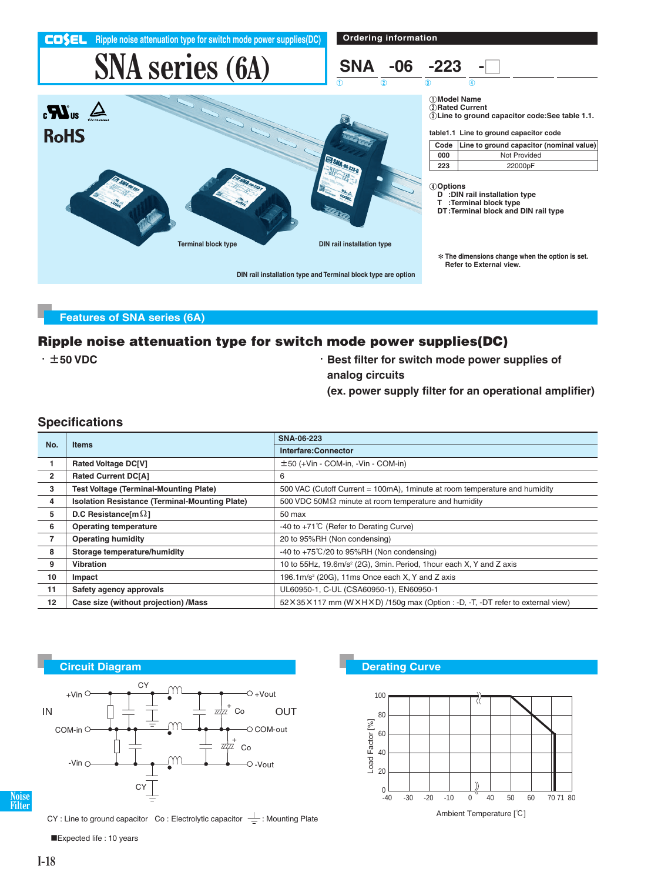COSEL Ripple noise attenuation type for switch mode power supplies(DC)

# SNA series (6A)

## Ordering information

SNA -06 -223 -□

① ② ③ ④

①Model Name
②Rated Current
③Line to ground capacitor code:See table 1.1.

table1.1 Line to ground capacitor code

| Code | Line to ground capacitor (nominal value) |
|---|---|
| 000 | Not Provided |
| 223 | 22000pF |

④Options
D :DIN rail installation type
T :Terminal block type
DT :Terminal block and DIN rail type

＊The dimensions change when the option is set. Refer to External view.

RoHS

Terminal block type

DIN rail installation type

DIN rail installation type and Terminal block type are option

## Features of SNA series (6A)

### Ripple noise attenuation type for switch mode power supplies(DC)

- ±50 VDC
- Best filter for switch mode power supplies of analog circuits (ex. power supply filter for an operational amplifier)

## Specifications

| No. | Items | SNA-06-223 |
|---|---|---|
| | | Interfare:Connector |
| 1 | Rated Voltage DC[V] | ±50 (+Vin - COM-in, -Vin - COM-in) |
| 2 | Rated Current DC[A] | 6 |
| 3 | Test Voltage (Terminal-Mounting Plate) | 500 VAC (Cutoff Current = 100mA), 1minute at room temperature and humidity |
| 4 | Isolation Resistance (Terminal-Mounting Plate) | 500 VDC 50MΩ minute at room temperature and humidity |
| 5 | D.C Resistance[mΩ] | 50 max |
| 6 | Operating temperature | -40 to +71℃ (Refer to Derating Curve) |
| 7 | Operating humidity | 20 to 95%RH (Non condensing) |
| 8 | Storage temperature/humidity | -40 to +75℃/20 to 95%RH (Non condensing) |
| 9 | Vibration | 10 to 55Hz, 19.6m/s² (2G), 3min. Period, 1hour each X, Y and Z axis |
| 10 | Impact | 196.1m/s² (20G), 11ms Once each X, Y and Z axis |
| 11 | Safety agency approvals | UL60950-1, C-UL (CSA60950-1), EN60950-1 |
| 12 | Case size (without projection) /Mass | 52×35×117 mm (W×H×D) /150g max (Option : -D, -T, -DT refer to external view) |

## Circuit Diagram

IN: +Vin, COM-in, -Vin — OUT: +Vout, COM-out, -Vout; CY, Co

CY : Line to ground capacitor Co : Electrolytic capacitor ⏚ : Mounting Plate

■Expected life : 10 years

## Derating Curve

Load Factor [%] (0–100) vs Ambient Temperature [℃] (-40 to 80; 100% up to 50℃, decreasing to 60% at 70℃, cutoff at 71℃)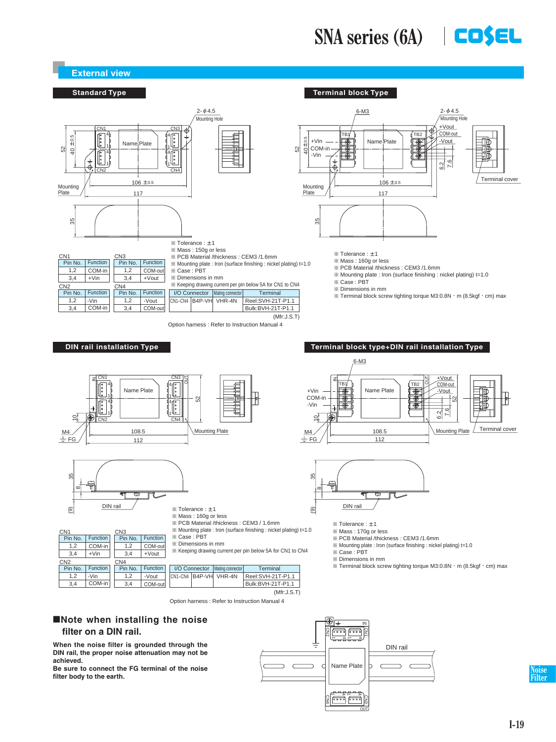# SNA series (6A)

## External view

### Standard Type

2-φ4.5 Mounting Hole

CN1 CN3 CN2 CN4 Name Plate

52 40 ±0.5

Mounting Plate

106 ±0.5

117

35

| CN1 | |
|---|---|
| Pin No. | Function |
| 1,2 | COM-in |
| 3,4 | +Vin |

| CN3 | |
|---|---|
| Pin No. | Function |
| 1,2 | COM-out |
| 3,4 | +Vout |

| CN2 | |
|---|---|
| Pin No. | Function |
| 1,2 | -Vin |
| 3,4 | COM-in |

| CN4 | |
|---|---|
| Pin No. | Function |
| 1,2 | -Vout |
| 3,4 | COM-out |

※ Tolerance : ±1
※ Mass : 150g or less
※ PCB Material /thickness : CEM3 /1.6mm
※ Mounting plate : Iron (surface finishing : nickel plating) t=1.0
※ Case : PBT
※ Dimensions in mm
※ Keeping drawing current per pin below 5A for CN1 to CN4

| I/O Connector | | Mating connector | Terminal |
|---|---|---|---|
| CN1-CN4 | B4P-VH | VHR-4N | Reel:SVH-21T-P1.1 |
| | | | Bulk:BVH-21T-P1.1 |

(Mfr:J.S.T)

Option harness : Refer to Instruction Manual 4

### Terminal block Type

6-M3

2-φ4.5 Mounting Hole

TB1 TB2 +Vin COM-in -Vin +Vout COM-out -Vout Name Plate

52 40 ±0.5 6.2 7.6

Mounting Plate

106 ±0.5

117

Terminal cover

35

※ Tolerance : ±1
※ Mass : 160g or less
※ PCB Material /thickness : CEM3 /1.6mm
※ Mounting plate : Iron (surface finishing : nickel plating) t=1.0
※ Case : PBT
※ Dimensions in mm
※ Terminal block screw tighting torque M3:0.8N・m (8.5kgf・cm) max

### DIN rail installation Type

IN CN1 CN3 OUT CN2 CN4 Name Plate

52 10

M4 FG

108.5

112

Mounting Plate

35 8 (9)

DIN rail

| CN1 | |
|---|---|
| Pin No. | Function |
| 1,2 | COM-in |
| 3,4 | +Vin |

| CN3 | |
|---|---|
| Pin No. | Function |
| 1,2 | COM-out |
| 3,4 | +Vout |

| CN2 | |
|---|---|
| Pin No. | Function |
| 1,2 | -Vin |
| 3,4 | COM-in |

| CN4 | |
|---|---|
| Pin No. | Function |
| 1,2 | -Vout |
| 3,4 | COM-out |

※ Tolerance : ±1
※ Mass : 160g or less
※ PCB Material /thickness : CEM3 / 1.6mm
※ Mounting plate : Iron (surface finishing : nickel plating) t=1.0
※ Case : PBT
※ Dimensions in mm
※ Keeping drawing current per pin below 5A for CN1 to CN4

| I/O Connector | | Mating connector | Terminal |
|---|---|---|---|
| CN1-CN4 | B4P-VH | VHR-4N | Reel:SVH-21T-P1.1 |
| | | | Bulk:BVH-21T-P1.1 |

(Mfr:J.S.T)

Option harness : Refer to Instruction Manual 4

### Terminal block type+DIN rail installation Type

6-M3

IN OUT TB1 TB2 +Vin COM-in -Vin +Vout COM-out -Vout Name Plate

52 10 6.2 7.6

M4 FG

108.5

112

Mounting Plate

Terminal cover

35 8 (9)

DIN rail

※ Tolerance : ±1
※ Mass : 170g or less
※ PCB Material /thickness : CEM3 /1.6mm
※ Mounting plate : Iron (surface finishing : nickel plating) t=1.0
※ Case : PBT
※ Dimensions in mm
※ Terminal block screw tighting torque M3:0.8N・m (8.5kgf・cm) max

## ■Note when installing the noise filter on a DIN rail.

**When the noise filter is grounded through the DIN rail, the proper noise attenuation may not be achieved.**
**Be sure to connect the FG terminal of the noise filter body to the earth.**

IN CN2 CN1 Name Plate DIN rail CN4 CN3 OUT

Noise Filter